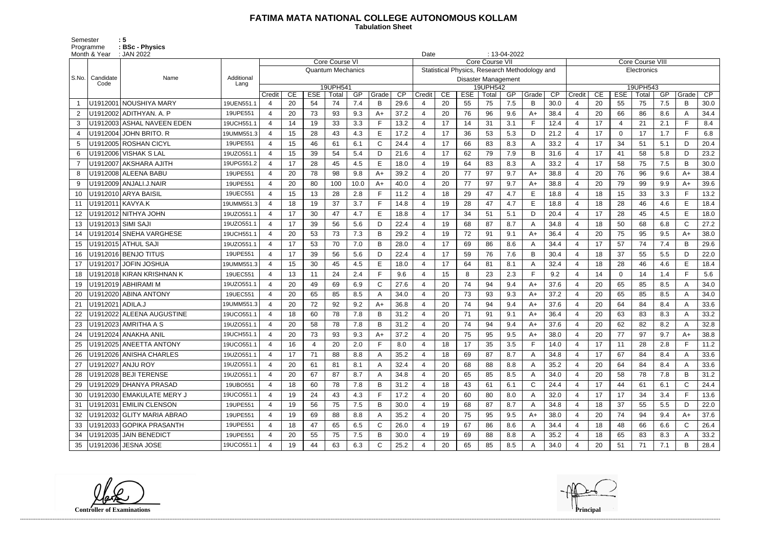# FATIMA MATA NATIONAL COLLEGE AUTONOMOUS KOLLAM

**Tabulation Sheet**

Semester : 5
Programme : BSc - Physics
Month & Year : JAN 2022
Date : 13-04-2022

| S.No. | Candidate Code | Name | Additional Lang | Core Course VI | | | | | | | Core Course VII | | | | | | | Core Course VIII | | | | | | |
|---|---|---|---|---|---|---|---|---|---|---|---|---|---|---|---|---|---|---|---|---|---|---|---|---|
| | | | | Quantum Mechanics | | | | | | | Statistical Physics, Research Methodology and Disaster Management | | | | | | | Electronics | | | | | | |
| | | | | 19UPH541 | | | | | | | 19UPH542 | | | | | | | 19UPH543 | | | | | | |
| | | | | Credit | CE | ESE | Total | GP | Grade | CP | Credit | CE | ESE | Total | GP | Grade | CP | Credit | CE | ESE | Total | GP | Grade | CP |
| 1 | U1912001 | NOUSHIYA MARY | 19UEN551.1 | 4 | 20 | 54 | 74 | 7.4 | B | 29.6 | 4 | 20 | 55 | 75 | 7.5 | B | 30.0 | 4 | 20 | 55 | 75 | 7.5 | B | 30.0 |
| 2 | U1912002 | ADITHYAN. A. P | 19UPE551 | 4 | 20 | 73 | 93 | 9.3 | A+ | 37.2 | 4 | 20 | 76 | 96 | 9.6 | A+ | 38.4 | 4 | 20 | 66 | 86 | 8.6 | A | 34.4 |
| 3 | U1912003 | ASHAL NAVEEN EDEN | 19UCH551.1 | 4 | 14 | 19 | 33 | 3.3 | F | 13.2 | 4 | 17 | 14 | 31 | 3.1 | F | 12.4 | 4 | 17 | 4 | 21 | 2.1 | F | 8.4 |
| 4 | U1912004 | JOHN BRITO. R | 19UMM551.3 | 4 | 15 | 28 | 43 | 4.3 | E | 17.2 | 4 | 17 | 36 | 53 | 5.3 | D | 21.2 | 4 | 17 | 0 | 17 | 1.7 | F | 6.8 |
| 5 | U1912005 | ROSHAN CICYL | 19UPE551 | 4 | 15 | 46 | 61 | 6.1 | C | 24.4 | 4 | 17 | 66 | 83 | 8.3 | A | 33.2 | 4 | 17 | 34 | 51 | 5.1 | D | 20.4 |
| 6 | U1912006 | VISHAK S LAL | 19UZO551.1 | 4 | 15 | 39 | 54 | 5.4 | D | 21.6 | 4 | 17 | 62 | 79 | 7.9 | B | 31.6 | 4 | 17 | 41 | 58 | 5.8 | D | 23.2 |
| 7 | U1912007 | AKSHARA AJITH | 19UPG551.2 | 4 | 17 | 28 | 45 | 4.5 | E | 18.0 | 4 | 19 | 64 | 83 | 8.3 | A | 33.2 | 4 | 17 | 58 | 75 | 7.5 | B | 30.0 |
| 8 | U1912008 | ALEENA BABU | 19UPE551 | 4 | 20 | 78 | 98 | 9.8 | A+ | 39.2 | 4 | 20 | 77 | 97 | 9.7 | A+ | 38.8 | 4 | 20 | 76 | 96 | 9.6 | A+ | 38.4 |
| 9 | U1912009 | ANJALI.J.NAIR | 19UPE551 | 4 | 20 | 80 | 100 | 10.0 | A+ | 40.0 | 4 | 20 | 77 | 97 | 9.7 | A+ | 38.8 | 4 | 20 | 79 | 99 | 9.9 | A+ | 39.6 |
| 10 | U1912010 | ARYA BAISIL | 19UEC551 | 4 | 15 | 13 | 28 | 2.8 | F | 11.2 | 4 | 18 | 29 | 47 | 4.7 | E | 18.8 | 4 | 18 | 15 | 33 | 3.3 | F | 13.2 |
| 11 | U1912011 | KAVYA.K | 19UMM551.3 | 4 | 18 | 19 | 37 | 3.7 | F | 14.8 | 4 | 19 | 28 | 47 | 4.7 | E | 18.8 | 4 | 18 | 28 | 46 | 4.6 | E | 18.4 |
| 12 | U1912012 | NITHYA JOHN | 19UZO551.1 | 4 | 17 | 30 | 47 | 4.7 | E | 18.8 | 4 | 17 | 34 | 51 | 5.1 | D | 20.4 | 4 | 17 | 28 | 45 | 4.5 | E | 18.0 |
| 13 | U1912013 | SIMI SAJI | 19UZO551.1 | 4 | 17 | 39 | 56 | 5.6 | D | 22.4 | 4 | 19 | 68 | 87 | 8.7 | A | 34.8 | 4 | 18 | 50 | 68 | 6.8 | C | 27.2 |
| 14 | U1912014 | SNEHA VARGHESE | 19UCH551.1 | 4 | 20 | 53 | 73 | 7.3 | B | 29.2 | 4 | 19 | 72 | 91 | 9.1 | A+ | 36.4 | 4 | 20 | 75 | 95 | 9.5 | A+ | 38.0 |
| 15 | U1912015 | ATHUL SAJI | 19UZO551.1 | 4 | 17 | 53 | 70 | 7.0 | B | 28.0 | 4 | 17 | 69 | 86 | 8.6 | A | 34.4 | 4 | 17 | 57 | 74 | 7.4 | B | 29.6 |
| 16 | U1912016 | BENJO TITUS | 19UPE551 | 4 | 17 | 39 | 56 | 5.6 | D | 22.4 | 4 | 17 | 59 | 76 | 7.6 | B | 30.4 | 4 | 18 | 37 | 55 | 5.5 | D | 22.0 |
| 17 | U1912017 | JOFIN JOSHUA | 19UMM551.3 | 4 | 15 | 30 | 45 | 4.5 | E | 18.0 | 4 | 17 | 64 | 81 | 8.1 | A | 32.4 | 4 | 18 | 28 | 46 | 4.6 | E | 18.4 |
| 18 | U1912018 | KIRAN KRISHNAN K | 19UEC551 | 4 | 13 | 11 | 24 | 2.4 | F | 9.6 | 4 | 15 | 8 | 23 | 2.3 | F | 9.2 | 4 | 14 | 0 | 14 | 1.4 | F | 5.6 |
| 19 | U1912019 | ABHIRAMI M | 19UZO551.1 | 4 | 20 | 49 | 69 | 6.9 | C | 27.6 | 4 | 20 | 74 | 94 | 9.4 | A+ | 37.6 | 4 | 20 | 65 | 85 | 8.5 | A | 34.0 |
| 20 | U1912020 | ABINA ANTONY | 19UEC551 | 4 | 20 | 65 | 85 | 8.5 | A | 34.0 | 4 | 20 | 73 | 93 | 9.3 | A+ | 37.2 | 4 | 20 | 65 | 85 | 8.5 | A | 34.0 |
| 21 | U1912021 | ADILA.J | 19UMM551.3 | 4 | 20 | 72 | 92 | 9.2 | A+ | 36.8 | 4 | 20 | 74 | 94 | 9.4 | A+ | 37.6 | 4 | 20 | 64 | 84 | 8.4 | A | 33.6 |
| 22 | U1912022 | ALEENA AUGUSTINE | 19UCO551.1 | 4 | 18 | 60 | 78 | 7.8 | B | 31.2 | 4 | 20 | 71 | 91 | 9.1 | A+ | 36.4 | 4 | 20 | 63 | 83 | 8.3 | A | 33.2 |
| 23 | U1912023 | AMRITHA A S | 19UZO551.1 | 4 | 20 | 58 | 78 | 7.8 | B | 31.2 | 4 | 20 | 74 | 94 | 9.4 | A+ | 37.6 | 4 | 20 | 62 | 82 | 8.2 | A | 32.8 |
| 24 | U1912024 | ANAKHA ANIL | 19UCH551.1 | 4 | 20 | 73 | 93 | 9.3 | A+ | 37.2 | 4 | 20 | 75 | 95 | 9.5 | A+ | 38.0 | 4 | 20 | 77 | 97 | 9.7 | A+ | 38.8 |
| 25 | U1912025 | ANEETTA ANTONY | 19UCO551.1 | 4 | 16 | 4 | 20 | 2.0 | F | 8.0 | 4 | 18 | 17 | 35 | 3.5 | F | 14.0 | 4 | 17 | 11 | 28 | 2.8 | F | 11.2 |
| 26 | U1912026 | ANISHA CHARLES | 19UZO551.1 | 4 | 17 | 71 | 88 | 8.8 | A | 35.2 | 4 | 18 | 69 | 87 | 8.7 | A | 34.8 | 4 | 17 | 67 | 84 | 8.4 | A | 33.6 |
| 27 | U1912027 | ANJU ROY | 19UZO551.1 | 4 | 20 | 61 | 81 | 8.1 | A | 32.4 | 4 | 20 | 68 | 88 | 8.8 | A | 35.2 | 4 | 20 | 64 | 84 | 8.4 | A | 33.6 |
| 28 | U1912028 | BEJI TERENSE | 19UZO551.1 | 4 | 20 | 67 | 87 | 8.7 | A | 34.8 | 4 | 20 | 65 | 85 | 8.5 | A | 34.0 | 4 | 20 | 58 | 78 | 7.8 | B | 31.2 |
| 29 | U1912029 | DHANYA PRASAD | 19UBO551 | 4 | 18 | 60 | 78 | 7.8 | B | 31.2 | 4 | 18 | 43 | 61 | 6.1 | C | 24.4 | 4 | 17 | 44 | 61 | 6.1 | C | 24.4 |
| 30 | U1912030 | EMAKULATE MERY J | 19UCO551.1 | 4 | 19 | 24 | 43 | 4.3 | F | 17.2 | 4 | 20 | 60 | 80 | 8.0 | A | 32.0 | 4 | 17 | 17 | 34 | 3.4 | F | 13.6 |
| 31 | U1912031 | EMILIN CLENSON | 19UPE551 | 4 | 19 | 56 | 75 | 7.5 | B | 30.0 | 4 | 19 | 68 | 87 | 8.7 | A | 34.8 | 4 | 18 | 37 | 55 | 5.5 | D | 22.0 |
| 32 | U1912032 | GLITY MARIA ABRAO | 19UPE551 | 4 | 19 | 69 | 88 | 8.8 | A | 35.2 | 4 | 20 | 75 | 95 | 9.5 | A+ | 38.0 | 4 | 20 | 74 | 94 | 9.4 | A+ | 37.6 |
| 33 | U1912033 | GOPIKA PRASANTH | 19UPE551 | 4 | 18 | 47 | 65 | 6.5 | C | 26.0 | 4 | 19 | 67 | 86 | 8.6 | A | 34.4 | 4 | 18 | 48 | 66 | 6.6 | C | 26.4 |
| 34 | U1912035 | JAIN BENEDICT | 19UPE551 | 4 | 20 | 55 | 75 | 7.5 | B | 30.0 | 4 | 19 | 69 | 88 | 8.8 | A | 35.2 | 4 | 18 | 65 | 83 | 8.3 | A | 33.2 |
| 35 | U1912036 | JESNA JOSE | 19UCO551.1 | 4 | 19 | 44 | 63 | 6.3 | C | 25.2 | 4 | 20 | 65 | 85 | 8.5 | A | 34.0 | 4 | 20 | 51 | 71 | 7.1 | B | 28.4 |

Controller of Examinations

Principal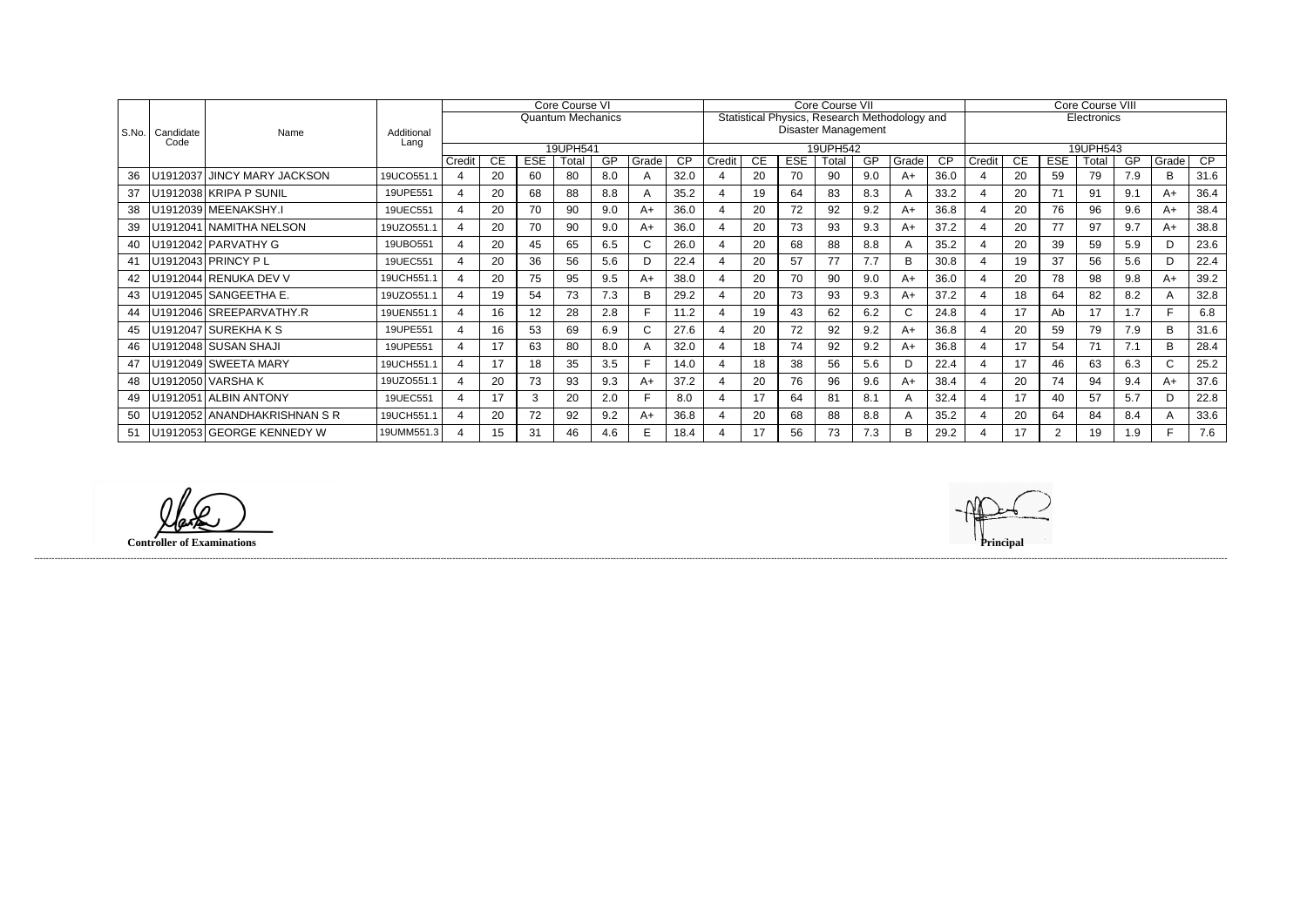| S.No. | Candidate Code | Name | Additional Lang | Core Course VI Quantum Mechanics 19UPH541 | | | | | | | Core Course VII Statistical Physics, Research Methodology and Disaster Management 19UPH542 | | | | | | | Core Course VIII Electronics 19UPH543 | | | | | | |
|---|---|---|---|---|---|---|---|---|---|---|---|---|---|---|---|---|---|---|---|---|---|---|---|---|
| | | | | Credit | CE | ESE | Total | GP | Grade | CP | Credit | CE | ESE | Total | GP | Grade | CP | Credit | CE | ESE | Total | GP | Grade | CP |
| 36 | U1912037 | JINCY MARY JACKSON | 19UCO551.1 | 4 | 20 | 60 | 80 | 8.0 | A | 32.0 | 4 | 20 | 70 | 90 | 9.0 | A+ | 36.0 | 4 | 20 | 59 | 79 | 7.9 | B | 31.6 |
| 37 | U1912038 | KRIPA P SUNIL | 19UPE551 | 4 | 20 | 68 | 88 | 8.8 | A | 35.2 | 4 | 19 | 64 | 83 | 8.3 | A | 33.2 | 4 | 20 | 71 | 91 | 9.1 | A+ | 36.4 |
| 38 | U1912039 | MEENAKSHY.I | 19UEC551 | 4 | 20 | 70 | 90 | 9.0 | A+ | 36.0 | 4 | 20 | 72 | 92 | 9.2 | A+ | 36.8 | 4 | 20 | 76 | 96 | 9.6 | A+ | 38.4 |
| 39 | U1912041 | NAMITHA NELSON | 19UZO551.1 | 4 | 20 | 70 | 90 | 9.0 | A+ | 36.0 | 4 | 20 | 73 | 93 | 9.3 | A+ | 37.2 | 4 | 20 | 77 | 97 | 9.7 | A+ | 38.8 |
| 40 | U1912042 | PARVATHY G | 19UBO551 | 4 | 20 | 45 | 65 | 6.5 | C | 26.0 | 4 | 20 | 68 | 88 | 8.8 | A | 35.2 | 4 | 20 | 39 | 59 | 5.9 | D | 23.6 |
| 41 | U1912043 | PRINCY P L | 19UEC551 | 4 | 20 | 36 | 56 | 5.6 | D | 22.4 | 4 | 20 | 57 | 77 | 7.7 | B | 30.8 | 4 | 19 | 37 | 56 | 5.6 | D | 22.4 |
| 42 | U1912044 | RENUKA DEV V | 19UCH551.1 | 4 | 20 | 75 | 95 | 9.5 | A+ | 38.0 | 4 | 20 | 70 | 90 | 9.0 | A+ | 36.0 | 4 | 20 | 78 | 98 | 9.8 | A+ | 39.2 |
| 43 | U1912045 | SANGEETHA E. | 19UZO551.1 | 4 | 19 | 54 | 73 | 7.3 | B | 29.2 | 4 | 20 | 73 | 93 | 9.3 | A+ | 37.2 | 4 | 18 | 64 | 82 | 8.2 | A | 32.8 |
| 44 | U1912046 | SREEPARVATHY.R | 19UEN551.1 | 4 | 16 | 12 | 28 | 2.8 | F | 11.2 | 4 | 19 | 43 | 62 | 6.2 | C | 24.8 | 4 | 17 | Ab | 17 | 1.7 | F | 6.8 |
| 45 | U1912047 | SUREKHA K S | 19UPE551 | 4 | 16 | 53 | 69 | 6.9 | C | 27.6 | 4 | 20 | 72 | 92 | 9.2 | A+ | 36.8 | 4 | 20 | 59 | 79 | 7.9 | B | 31.6 |
| 46 | U1912048 | SUSAN SHAJI | 19UPE551 | 4 | 17 | 63 | 80 | 8.0 | A | 32.0 | 4 | 18 | 74 | 92 | 9.2 | A+ | 36.8 | 4 | 17 | 54 | 71 | 7.1 | B | 28.4 |
| 47 | U1912049 | SWEETA MARY | 19UCH551.1 | 4 | 17 | 18 | 35 | 3.5 | F | 14.0 | 4 | 18 | 38 | 56 | 5.6 | D | 22.4 | 4 | 17 | 46 | 63 | 6.3 | C | 25.2 |
| 48 | U1912050 | VARSHA K | 19UZO551.1 | 4 | 20 | 73 | 93 | 9.3 | A+ | 37.2 | 4 | 20 | 76 | 96 | 9.6 | A+ | 38.4 | 4 | 20 | 74 | 94 | 9.4 | A+ | 37.6 |
| 49 | U1912051 | ALBIN ANTONY | 19UEC551 | 4 | 17 | 3 | 20 | 2.0 | F | 8.0 | 4 | 17 | 64 | 81 | 8.1 | A | 32.4 | 4 | 17 | 40 | 57 | 5.7 | D | 22.8 |
| 50 | U1912052 | ANANDHAKRISHNAN S R | 19UCH551.1 | 4 | 20 | 72 | 92 | 9.2 | A+ | 36.8 | 4 | 20 | 68 | 88 | 8.8 | A | 35.2 | 4 | 20 | 64 | 84 | 8.4 | A | 33.6 |
| 51 | U1912053 | GEORGE KENNEDY W | 19UMM551.3 | 4 | 15 | 31 | 46 | 4.6 | E | 18.4 | 4 | 17 | 56 | 73 | 7.3 | B | 29.2 | 4 | 17 | 2 | 19 | 1.9 | F | 7.6 |

**Controller of Examinations**

**Principal**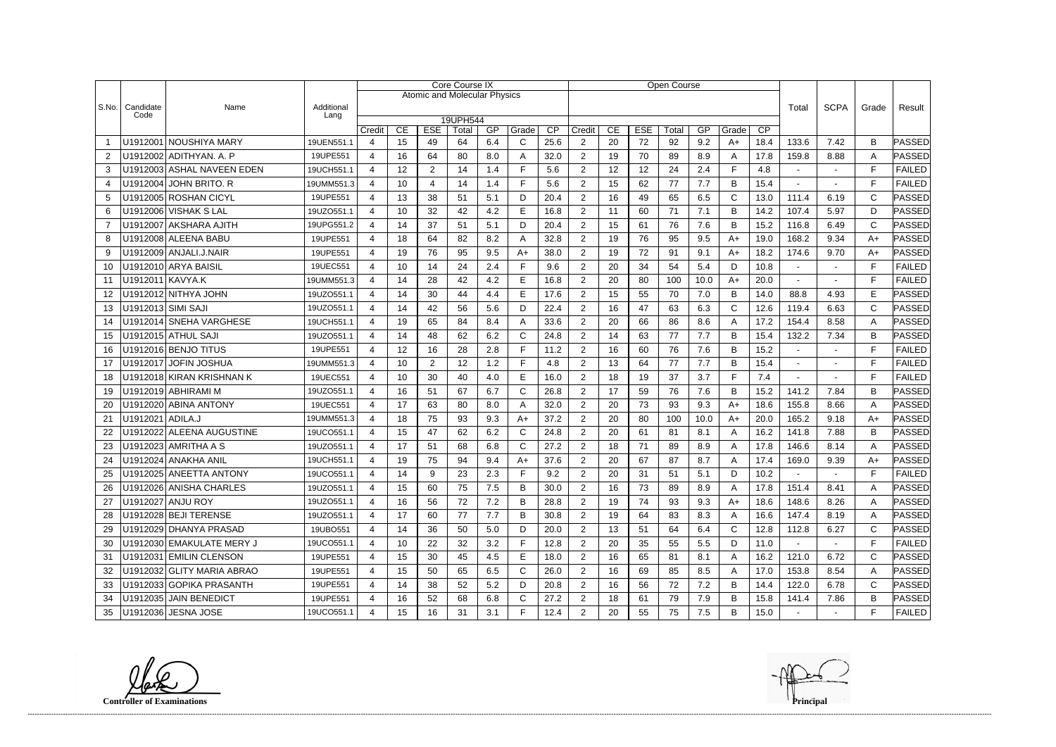| S.No. | Candidate Code | Name | Additional Lang | Core Course IX | | | | | | | Open Course | | | | | | | Total | SCPA | Grade | Result |
|---|---|---|---|---|---|---|---|---|---|---|---|---|---|---|---|---|---|---|---|---|---|
| | | | | Atomic and Molecular Physics | | | | | | | | | | | | | | | | | |
| | | | | 19UPH544 | | | | | | | | | | | | | | | | | |
| | | | | Credit | CE | ESE | Total | GP | Grade | CP | Credit | CE | ESE | Total | GP | Grade | CP | | | | |
| 1 | U1912001 | NOUSHIYA MARY | 19UEN551.1 | 4 | 15 | 49 | 64 | 6.4 | C | 25.6 | 2 | 20 | 72 | 92 | 9.2 | A+ | 18.4 | 133.6 | 7.42 | B | PASSED |
| 2 | U1912002 | ADITHYAN. A. P | 19UPE551 | 4 | 16 | 64 | 80 | 8.0 | A | 32.0 | 2 | 19 | 70 | 89 | 8.9 | A | 17.8 | 159.8 | 8.88 | A | PASSED |
| 3 | U1912003 | ASHAL NAVEEN EDEN | 19UCH551.1 | 4 | 12 | 2 | 14 | 1.4 | F | 5.6 | 2 | 12 | 12 | 24 | 2.4 | F | 4.8 | - | - | F | FAILED |
| 4 | U1912004 | JOHN BRITO. R | 19UMM551.3 | 4 | 10 | 4 | 14 | 1.4 | F | 5.6 | 2 | 15 | 62 | 77 | 7.7 | B | 15.4 | - | - | F | FAILED |
| 5 | U1912005 | ROSHAN CICYL | 19UPE551 | 4 | 13 | 38 | 51 | 5.1 | D | 20.4 | 2 | 16 | 49 | 65 | 6.5 | C | 13.0 | 111.4 | 6.19 | C | PASSED |
| 6 | U1912006 | VISHAK S LAL | 19UZO551.1 | 4 | 10 | 32 | 42 | 4.2 | E | 16.8 | 2 | 11 | 60 | 71 | 7.1 | B | 14.2 | 107.4 | 5.97 | D | PASSED |
| 7 | U1912007 | AKSHARA AJITH | 19UPG551.2 | 4 | 14 | 37 | 51 | 5.1 | D | 20.4 | 2 | 15 | 61 | 76 | 7.6 | B | 15.2 | 116.8 | 6.49 | C | PASSED |
| 8 | U1912008 | ALEENA BABU | 19UPE551 | 4 | 18 | 64 | 82 | 8.2 | A | 32.8 | 2 | 19 | 76 | 95 | 9.5 | A+ | 19.0 | 168.2 | 9.34 | A+ | PASSED |
| 9 | U1912009 | ANJALI.J.NAIR | 19UPE551 | 4 | 19 | 76 | 95 | 9.5 | A+ | 38.0 | 2 | 19 | 72 | 91 | 9.1 | A+ | 18.2 | 174.6 | 9.70 | A+ | PASSED |
| 10 | U1912010 | ARYA BAISIL | 19UEC551 | 4 | 10 | 14 | 24 | 2.4 | F | 9.6 | 2 | 20 | 34 | 54 | 5.4 | D | 10.8 | - | - | F | FAILED |
| 11 | U1912011 | KAVYA.K | 19UMM551.3 | 4 | 14 | 28 | 42 | 4.2 | E | 16.8 | 2 | 20 | 80 | 100 | 10.0 | A+ | 20.0 | - | - | F | FAILED |
| 12 | U1912012 | NITHYA JOHN | 19UZO551.1 | 4 | 14 | 30 | 44 | 4.4 | E | 17.6 | 2 | 15 | 55 | 70 | 7.0 | B | 14.0 | 88.8 | 4.93 | E | PASSED |
| 13 | U1912013 | SIMI SAJI | 19UZO551.1 | 4 | 14 | 42 | 56 | 5.6 | D | 22.4 | 2 | 16 | 47 | 63 | 6.3 | C | 12.6 | 119.4 | 6.63 | C | PASSED |
| 14 | U1912014 | SNEHA VARGHESE | 19UCH551.1 | 4 | 19 | 65 | 84 | 8.4 | A | 33.6 | 2 | 20 | 66 | 86 | 8.6 | A | 17.2 | 154.4 | 8.58 | A | PASSED |
| 15 | U1912015 | ATHUL SAJI | 19UZO551.1 | 4 | 14 | 48 | 62 | 6.2 | C | 24.8 | 2 | 14 | 63 | 77 | 7.7 | B | 15.4 | 132.2 | 7.34 | B | PASSED |
| 16 | U1912016 | BENJO TITUS | 19UPE551 | 4 | 12 | 16 | 28 | 2.8 | F | 11.2 | 2 | 16 | 60 | 76 | 7.6 | B | 15.2 | - | - | F | FAILED |
| 17 | U1912017 | JOFIN JOSHUA | 19UMM551.3 | 4 | 10 | 2 | 12 | 1.2 | F | 4.8 | 2 | 13 | 64 | 77 | 7.7 | B | 15.4 | - | - | F | FAILED |
| 18 | U1912018 | KIRAN KRISHNAN K | 19UEC551 | 4 | 10 | 30 | 40 | 4.0 | E | 16.0 | 2 | 18 | 19 | 37 | 3.7 | F | 7.4 | - | - | F | FAILED |
| 19 | U1912019 | ABHIRAMI M | 19UZO551.1 | 4 | 16 | 51 | 67 | 6.7 | C | 26.8 | 2 | 17 | 59 | 76 | 7.6 | B | 15.2 | 141.2 | 7.84 | B | PASSED |
| 20 | U1912020 | ABINA ANTONY | 19UEC551 | 4 | 17 | 63 | 80 | 8.0 | A | 32.0 | 2 | 20 | 73 | 93 | 9.3 | A+ | 18.6 | 155.8 | 8.66 | A | PASSED |
| 21 | U1912021 | ADILA.J | 19UMM551.3 | 4 | 18 | 75 | 93 | 9.3 | A+ | 37.2 | 2 | 20 | 80 | 100 | 10.0 | A+ | 20.0 | 165.2 | 9.18 | A+ | PASSED |
| 22 | U1912022 | ALEENA AUGUSTINE | 19UCO551.1 | 4 | 15 | 47 | 62 | 6.2 | C | 24.8 | 2 | 20 | 61 | 81 | 8.1 | A | 16.2 | 141.8 | 7.88 | B | PASSED |
| 23 | U1912023 | AMRITHA A S | 19UZO551.1 | 4 | 17 | 51 | 68 | 6.8 | C | 27.2 | 2 | 18 | 71 | 89 | 8.9 | A | 17.8 | 146.6 | 8.14 | A | PASSED |
| 24 | U1912024 | ANAKHA ANIL | 19UCH551.1 | 4 | 19 | 75 | 94 | 9.4 | A+ | 37.6 | 2 | 20 | 67 | 87 | 8.7 | A | 17.4 | 169.0 | 9.39 | A+ | PASSED |
| 25 | U1912025 | ANEETTA ANTONY | 19UCO551.1 | 4 | 14 | 9 | 23 | 2.3 | F | 9.2 | 2 | 20 | 31 | 51 | 5.1 | D | 10.2 | - | - | F | FAILED |
| 26 | U1912026 | ANISHA CHARLES | 19UZO551.1 | 4 | 15 | 60 | 75 | 7.5 | B | 30.0 | 2 | 16 | 73 | 89 | 8.9 | A | 17.8 | 151.4 | 8.41 | A | PASSED |
| 27 | U1912027 | ANJU ROY | 19UZO551.1 | 4 | 16 | 56 | 72 | 7.2 | B | 28.8 | 2 | 19 | 74 | 93 | 9.3 | A+ | 18.6 | 148.6 | 8.26 | A | PASSED |
| 28 | U1912028 | BEJI TERENSE | 19UZO551.1 | 4 | 17 | 60 | 77 | 7.7 | B | 30.8 | 2 | 19 | 64 | 83 | 8.3 | A | 16.6 | 147.4 | 8.19 | A | PASSED |
| 29 | U1912029 | DHANYA PRASAD | 19UBO551 | 4 | 14 | 36 | 50 | 5.0 | D | 20.0 | 2 | 13 | 51 | 64 | 6.4 | C | 12.8 | 112.8 | 6.27 | C | PASSED |
| 30 | U1912030 | EMAKULATE MERY J | 19UCO551.1 | 4 | 10 | 22 | 32 | 3.2 | F | 12.8 | 2 | 20 | 35 | 55 | 5.5 | D | 11.0 | - | - | F | FAILED |
| 31 | U1912031 | EMILIN CLENSON | 19UPE551 | 4 | 15 | 30 | 45 | 4.5 | E | 18.0 | 2 | 16 | 65 | 81 | 8.1 | A | 16.2 | 121.0 | 6.72 | C | PASSED |
| 32 | U1912032 | GLITY MARIA ABRAO | 19UPE551 | 4 | 15 | 50 | 65 | 6.5 | C | 26.0 | 2 | 16 | 69 | 85 | 8.5 | A | 17.0 | 153.8 | 8.54 | A | PASSED |
| 33 | U1912033 | GOPIKA PRASANTH | 19UPE551 | 4 | 14 | 38 | 52 | 5.2 | D | 20.8 | 2 | 16 | 56 | 72 | 7.2 | B | 14.4 | 122.0 | 6.78 | C | PASSED |
| 34 | U1912035 | JAIN BENEDICT | 19UPE551 | 4 | 16 | 52 | 68 | 6.8 | C | 27.2 | 2 | 18 | 61 | 79 | 7.9 | B | 15.8 | 141.4 | 7.86 | B | PASSED |
| 35 | U1912036 | JESNA JOSE | 19UCO551.1 | 4 | 15 | 16 | 31 | 3.1 | F | 12.4 | 2 | 20 | 55 | 75 | 7.5 | B | 15.0 | - | - | F | FAILED |

**Controller of Examinations** **Principal**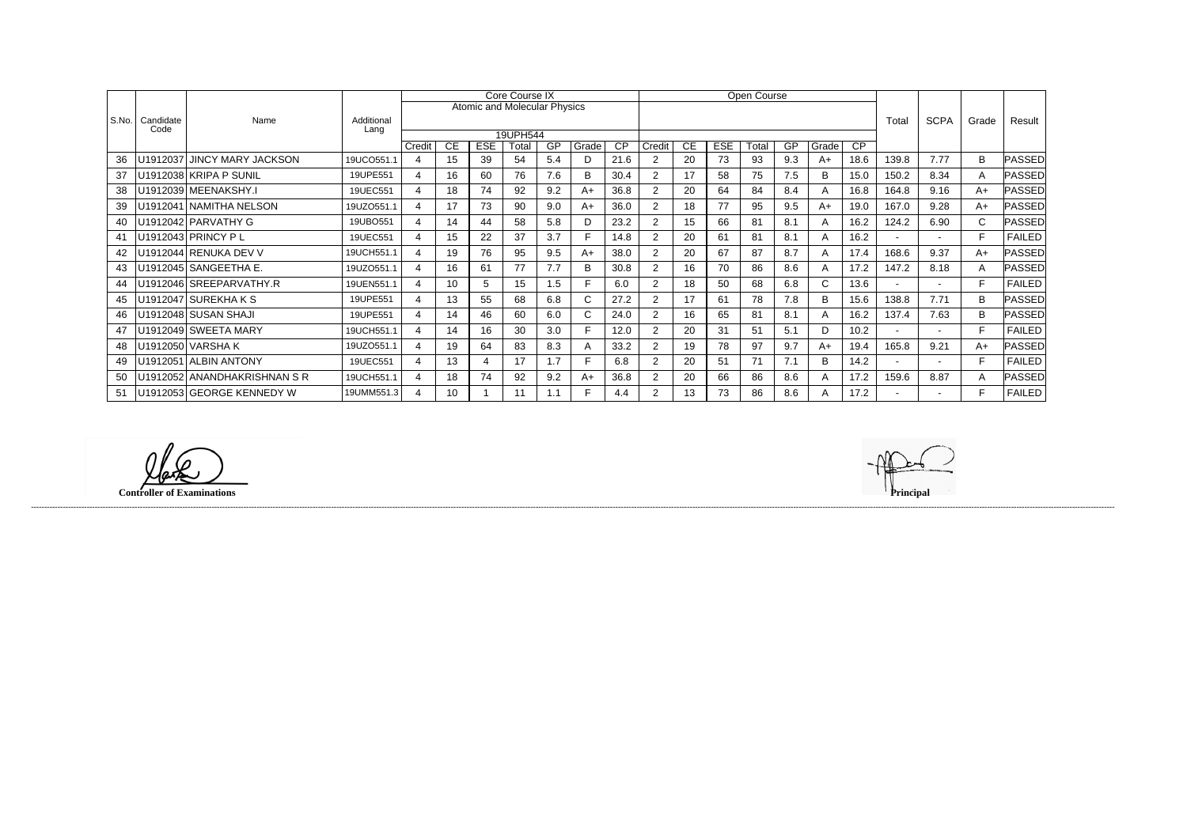| S.No. | Candidate Code | Name | Additional Lang | Core Course IX Atomic and Molecular Physics 19UPH544 | | | | | | | Open Course | | | | | | | Total | SCPA | Grade | Result |
|---|---|---|---|---|---|---|---|---|---|---|---|---|---|---|---|---|---|---|---|---|---|
| | | | | Credit | CE | ESE | Total | GP | Grade | CP | Credit | CE | ESE | Total | GP | Grade | CP | | | | |
| 36 | U1912037 | JINCY MARY JACKSON | 19UCO551.1 | 4 | 15 | 39 | 54 | 5.4 | D | 21.6 | 2 | 20 | 73 | 93 | 9.3 | A+ | 18.6 | 139.8 | 7.77 | B | PASSED |
| 37 | U1912038 | KRIPA P SUNIL | 19UPE551 | 4 | 16 | 60 | 76 | 7.6 | B | 30.4 | 2 | 17 | 58 | 75 | 7.5 | B | 15.0 | 150.2 | 8.34 | A | PASSED |
| 38 | U1912039 | MEENAKSHY.I | 19UEC551 | 4 | 18 | 74 | 92 | 9.2 | A+ | 36.8 | 2 | 20 | 64 | 84 | 8.4 | A | 16.8 | 164.8 | 9.16 | A+ | PASSED |
| 39 | U1912041 | NAMITHA NELSON | 19UZO551.1 | 4 | 17 | 73 | 90 | 9.0 | A+ | 36.0 | 2 | 18 | 77 | 95 | 9.5 | A+ | 19.0 | 167.0 | 9.28 | A+ | PASSED |
| 40 | U1912042 | PARVATHY G | 19UBO551 | 4 | 14 | 44 | 58 | 5.8 | D | 23.2 | 2 | 15 | 66 | 81 | 8.1 | A | 16.2 | 124.2 | 6.90 | C | PASSED |
| 41 | U1912043 | PRINCY P L | 19UEC551 | 4 | 15 | 22 | 37 | 3.7 | F | 14.8 | 2 | 20 | 61 | 81 | 8.1 | A | 16.2 | - | - | F | FAILED |
| 42 | U1912044 | RENUKA DEV V | 19UCH551.1 | 4 | 19 | 76 | 95 | 9.5 | A+ | 38.0 | 2 | 20 | 67 | 87 | 8.7 | A | 17.4 | 168.6 | 9.37 | A+ | PASSED |
| 43 | U1912045 | SANGEETHA E. | 19UZO551.1 | 4 | 16 | 61 | 77 | 7.7 | B | 30.8 | 2 | 16 | 70 | 86 | 8.6 | A | 17.2 | 147.2 | 8.18 | A | PASSED |
| 44 | U1912046 | SREEPARVATHY.R | 19UEN551.1 | 4 | 10 | 5 | 15 | 1.5 | F | 6.0 | 2 | 18 | 50 | 68 | 6.8 | C | 13.6 | - | - | F | FAILED |
| 45 | U1912047 | SUREKHA K S | 19UPE551 | 4 | 13 | 55 | 68 | 6.8 | C | 27.2 | 2 | 17 | 61 | 78 | 7.8 | B | 15.6 | 138.8 | 7.71 | B | PASSED |
| 46 | U1912048 | SUSAN SHAJI | 19UPE551 | 4 | 14 | 46 | 60 | 6.0 | C | 24.0 | 2 | 16 | 65 | 81 | 8.1 | A | 16.2 | 137.4 | 7.63 | B | PASSED |
| 47 | U1912049 | SWEETA MARY | 19UCH551.1 | 4 | 14 | 16 | 30 | 3.0 | F | 12.0 | 2 | 20 | 31 | 51 | 5.1 | D | 10.2 | - | - | F | FAILED |
| 48 | U1912050 | VARSHA K | 19UZO551.1 | 4 | 19 | 64 | 83 | 8.3 | A | 33.2 | 2 | 19 | 78 | 97 | 9.7 | A+ | 19.4 | 165.8 | 9.21 | A+ | PASSED |
| 49 | U1912051 | ALBIN ANTONY | 19UEC551 | 4 | 13 | 4 | 17 | 1.7 | F | 6.8 | 2 | 20 | 51 | 71 | 7.1 | B | 14.2 | - | - | F | FAILED |
| 50 | U1912052 | ANANDHAKRISHNAN S R | 19UCH551.1 | 4 | 18 | 74 | 92 | 9.2 | A+ | 36.8 | 2 | 20 | 66 | 86 | 8.6 | A | 17.2 | 159.6 | 8.87 | A | PASSED |
| 51 | U1912053 | GEORGE KENNEDY W | 19UMM551.3 | 4 | 10 | 1 | 11 | 1.1 | F | 4.4 | 2 | 13 | 73 | 86 | 8.6 | A | 17.2 | - | - | F | FAILED |

**Controller of Examinations**

**Principal**